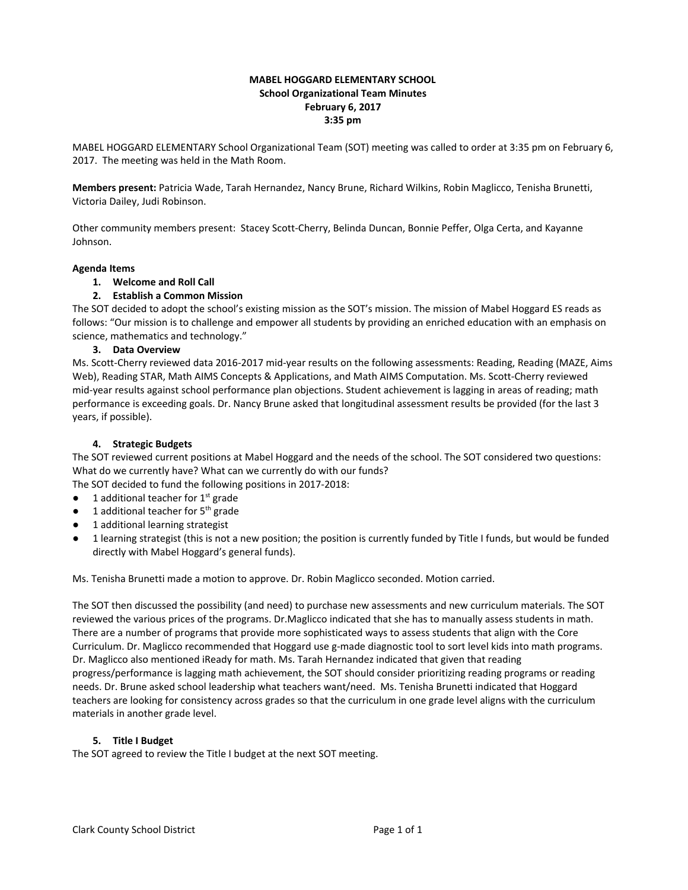# MABEL HOGGARD ELEMENTARY SCHOOL
## School Organizational Team Minutes
**February 6, 2017**
**3:35 pm**

MABEL HOGGARD ELEMENTARY School Organizational Team (SOT) meeting was called to order at 3:35 pm on February 6, 2017. The meeting was held in the Math Room.

**Members present:** Patricia Wade, Tarah Hernandez, Nancy Brune, Richard Wilkins, Robin Maglicco, Tenisha Brunetti, Victoria Dailey, Judi Robinson.

Other community members present: Stacey Scott-Cherry, Belinda Duncan, Bonnie Peffer, Olga Certa, and Kayanne Johnson.

**Agenda Items**

1. **Welcome and Roll Call**
2. **Establish a Common Mission**

The SOT decided to adopt the school's existing mission as the SOT's mission. The mission of Mabel Hoggard ES reads as follows: "Our mission is to challenge and empower all students by providing an enriched education with an emphasis on science, mathematics and technology."

3. **Data Overview**

Ms. Scott-Cherry reviewed data 2016-2017 mid-year results on the following assessments: Reading, Reading (MAZE, Aims Web), Reading STAR, Math AIMS Concepts & Applications, and Math AIMS Computation. Ms. Scott-Cherry reviewed mid-year results against school performance plan objections. Student achievement is lagging in areas of reading; math performance is exceeding goals. Dr. Nancy Brune asked that longitudinal assessment results be provided (for the last 3 years, if possible).

4. **Strategic Budgets**

The SOT reviewed current positions at Mabel Hoggard and the needs of the school. The SOT considered two questions: What do we currently have? What can we currently do with our funds?
The SOT decided to fund the following positions in 2017-2018:

- 1 additional teacher for 1st grade
- 1 additional teacher for 5th grade
- 1 additional learning strategist
- 1 learning strategist (this is not a new position; the position is currently funded by Title I funds, but would be funded directly with Mabel Hoggard's general funds).

Ms. Tenisha Brunetti made a motion to approve. Dr. Robin Maglicco seconded. Motion carried.

The SOT then discussed the possibility (and need) to purchase new assessments and new curriculum materials. The SOT reviewed the various prices of the programs. Dr.Maglicco indicated that she has to manually assess students in math. There are a number of programs that provide more sophisticated ways to assess students that align with the Core Curriculum. Dr. Maglicco recommended that Hoggard use g-made diagnostic tool to sort level kids into math programs. Dr. Maglicco also mentioned iReady for math. Ms. Tarah Hernandez indicated that given that reading progress/performance is lagging math achievement, the SOT should consider prioritizing reading programs or reading needs. Dr. Brune asked school leadership what teachers want/need. Ms. Tenisha Brunetti indicated that Hoggard teachers are looking for consistency across grades so that the curriculum in one grade level aligns with the curriculum materials in another grade level.

5. **Title I Budget**

The SOT agreed to review the Title I budget at the next SOT meeting.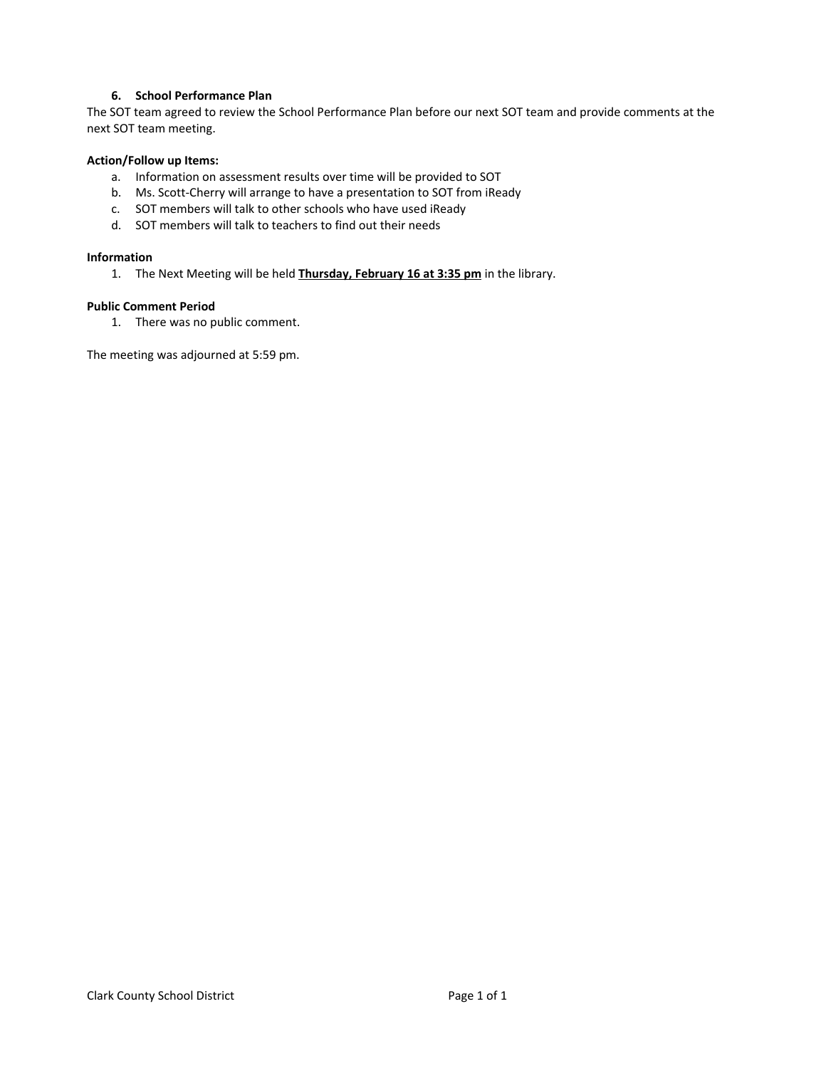### 6. School Performance Plan

The SOT team agreed to review the School Performance Plan before our next SOT team and provide comments at the next SOT team meeting.

**Action/Follow up Items:**

a. Information on assessment results over time will be provided to SOT
b. Ms. Scott-Cherry will arrange to have a presentation to SOT from iReady
c. SOT members will talk to other schools who have used iReady
d. SOT members will talk to teachers to find out their needs

**Information**

1. The Next Meeting will be held **Thursday, February 16 at 3:35 pm** in the library.

**Public Comment Period**

1. There was no public comment.

The meeting was adjourned at 5:59 pm.